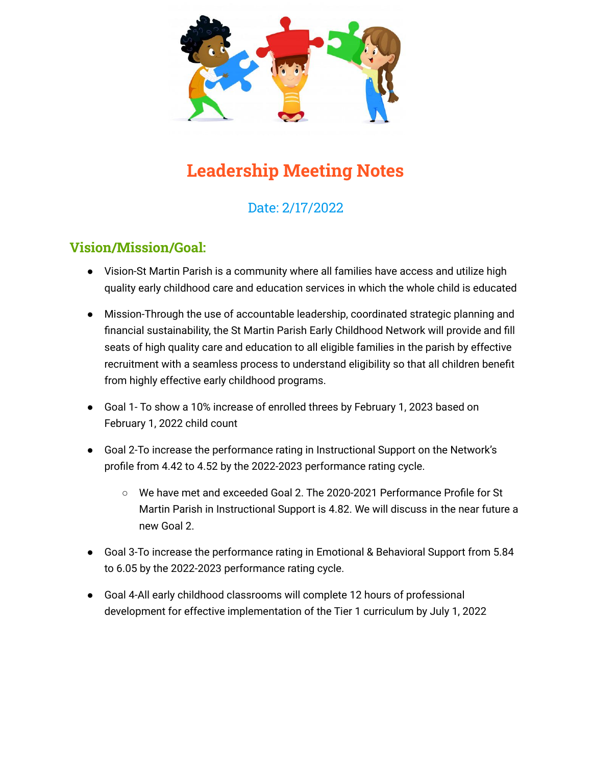# Leadership Meeting Notes

Date: 2/17/2022

## Vision/Mission/Goal:

- Vision-St Martin Parish is a community where all families have access and utilize high quality early childhood care and education services in which the whole child is educated
- Mission-Through the use of accountable leadership, coordinated strategic planning and financial sustainability, the St Martin Parish Early Childhood Network will provide and fill seats of high quality care and education to all eligible families in the parish by effective recruitment with a seamless process to understand eligibility so that all children benefit from highly effective early childhood programs.
- Goal 1- To show a 10% increase of enrolled threes by February 1, 2023 based on February 1, 2022 child count
- Goal 2-To increase the performance rating in Instructional Support on the Network's profile from 4.42 to 4.52 by the 2022-2023 performance rating cycle.
    - We have met and exceeded Goal 2. The 2020-2021 Performance Profile for St Martin Parish in Instructional Support is 4.82. We will discuss in the near future a new Goal 2.
- Goal 3-To increase the performance rating in Emotional & Behavioral Support from 5.84 to 6.05 by the 2022-2023 performance rating cycle.
- Goal 4-All early childhood classrooms will complete 12 hours of professional development for effective implementation of the Tier 1 curriculum by July 1, 2022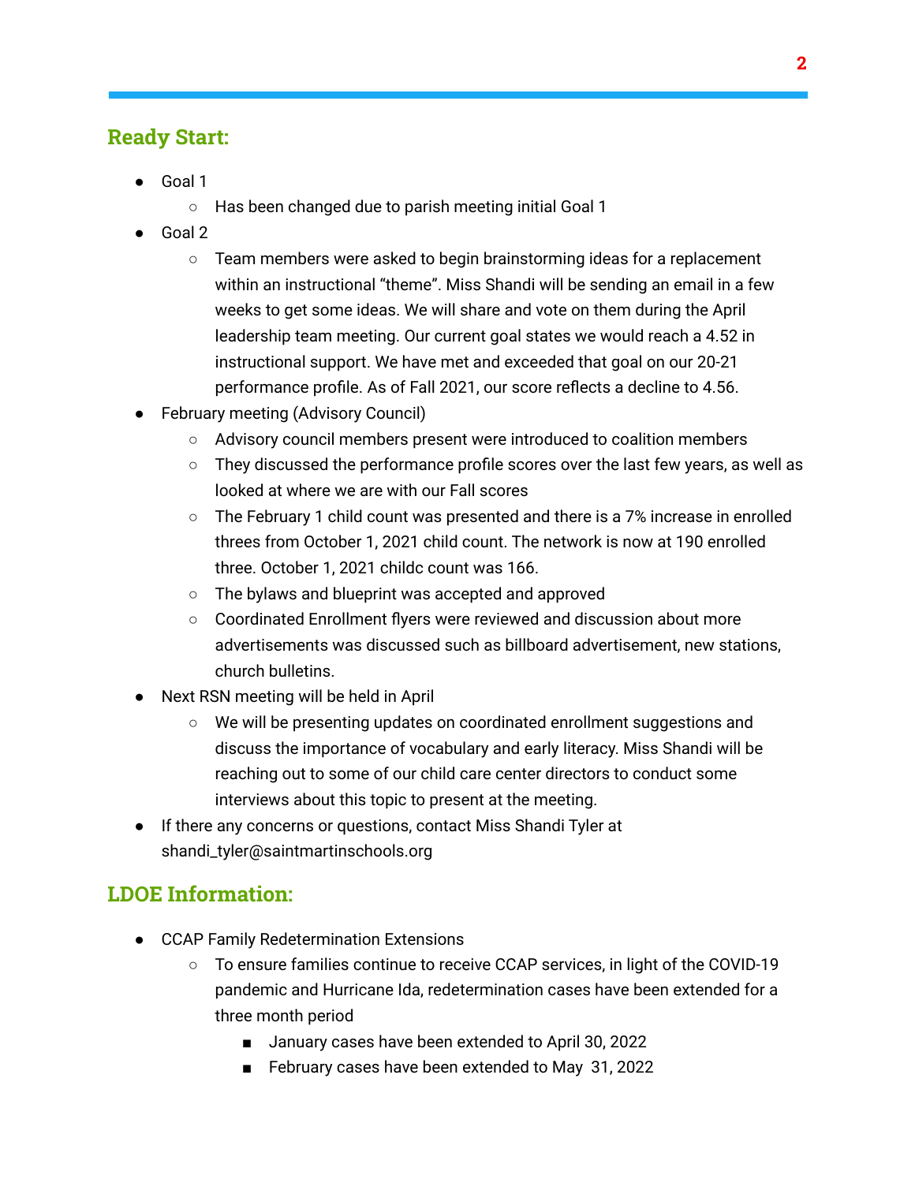## Ready Start:

- Goal 1
  - Has been changed due to parish meeting initial Goal 1
- Goal 2
  - Team members were asked to begin brainstorming ideas for a replacement within an instructional "theme". Miss Shandi will be sending an email in a few weeks to get some ideas. We will share and vote on them during the April leadership team meeting. Our current goal states we would reach a 4.52 in instructional support. We have met and exceeded that goal on our 20-21 performance profile. As of Fall 2021, our score reflects a decline to 4.56.
- February meeting (Advisory Council)
  - Advisory council members present were introduced to coalition members
  - They discussed the performance profile scores over the last few years, as well as looked at where we are with our Fall scores
  - The February 1 child count was presented and there is a 7% increase in enrolled threes from October 1, 2021 child count. The network is now at 190 enrolled three. October 1, 2021 childc count was 166.
  - The bylaws and blueprint was accepted and approved
  - Coordinated Enrollment flyers were reviewed and discussion about more advertisements was discussed such as billboard advertisement, new stations, church bulletins.
- Next RSN meeting will be held in April
  - We will be presenting updates on coordinated enrollment suggestions and discuss the importance of vocabulary and early literacy. Miss Shandi will be reaching out to some of our child care center directors to conduct some interviews about this topic to present at the meeting.
- If there any concerns or questions, contact Miss Shandi Tyler at shandi_tyler@saintmartinschools.org

## LDOE Information:

- CCAP Family Redetermination Extensions
  - To ensure families continue to receive CCAP services, in light of the COVID-19 pandemic and Hurricane Ida, redetermination cases have been extended for a three month period
    - January cases have been extended to April 30, 2022
    - February cases have been extended to May 31, 2022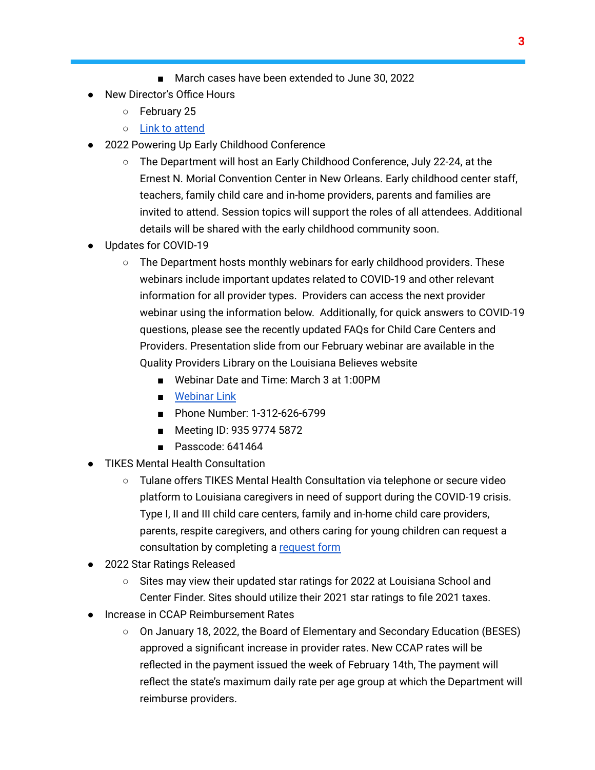- March cases have been extended to June 30, 2022
- New Director's Office Hours
    - February 25
    - Link to attend
- 2022 Powering Up Early Childhood Conference
    - The Department will host an Early Childhood Conference, July 22-24, at the Ernest N. Morial Convention Center in New Orleans. Early childhood center staff, teachers, family child care and in-home providers, parents and families are invited to attend. Session topics will support the roles of all attendees. Additional details will be shared with the early childhood community soon.
- Updates for COVID-19
    - The Department hosts monthly webinars for early childhood providers. These webinars include important updates related to COVID-19 and other relevant information for all provider types. Providers can access the next provider webinar using the information below. Additionally, for quick answers to COVID-19 questions, please see the recently updated FAQs for Child Care Centers and Providers. Presentation slide from our February webinar are available in the Quality Providers Library on the Louisiana Believes website
        - Webinar Date and Time: March 3 at 1:00PM
        - Webinar Link
        - Phone Number: 1-312-626-6799
        - Meeting ID: 935 9774 5872
        - Passcode: 641464
- TIKES Mental Health Consultation
    - Tulane offers TIKES Mental Health Consultation via telephone or secure video platform to Louisiana caregivers in need of support during the COVID-19 crisis. Type I, II and III child care centers, family and in-home child care providers, parents, respite caregivers, and others caring for young children can request a consultation by completing a request form
- 2022 Star Ratings Released
    - Sites may view their updated star ratings for 2022 at Louisiana School and Center Finder. Sites should utilize their 2021 star ratings to file 2021 taxes.
- Increase in CCAP Reimbursement Rates
    - On January 18, 2022, the Board of Elementary and Secondary Education (BESES) approved a significant increase in provider rates. New CCAP rates will be reflected in the payment issued the week of February 14th, The payment will reflect the state's maximum daily rate per age group at which the Department will reimburse providers.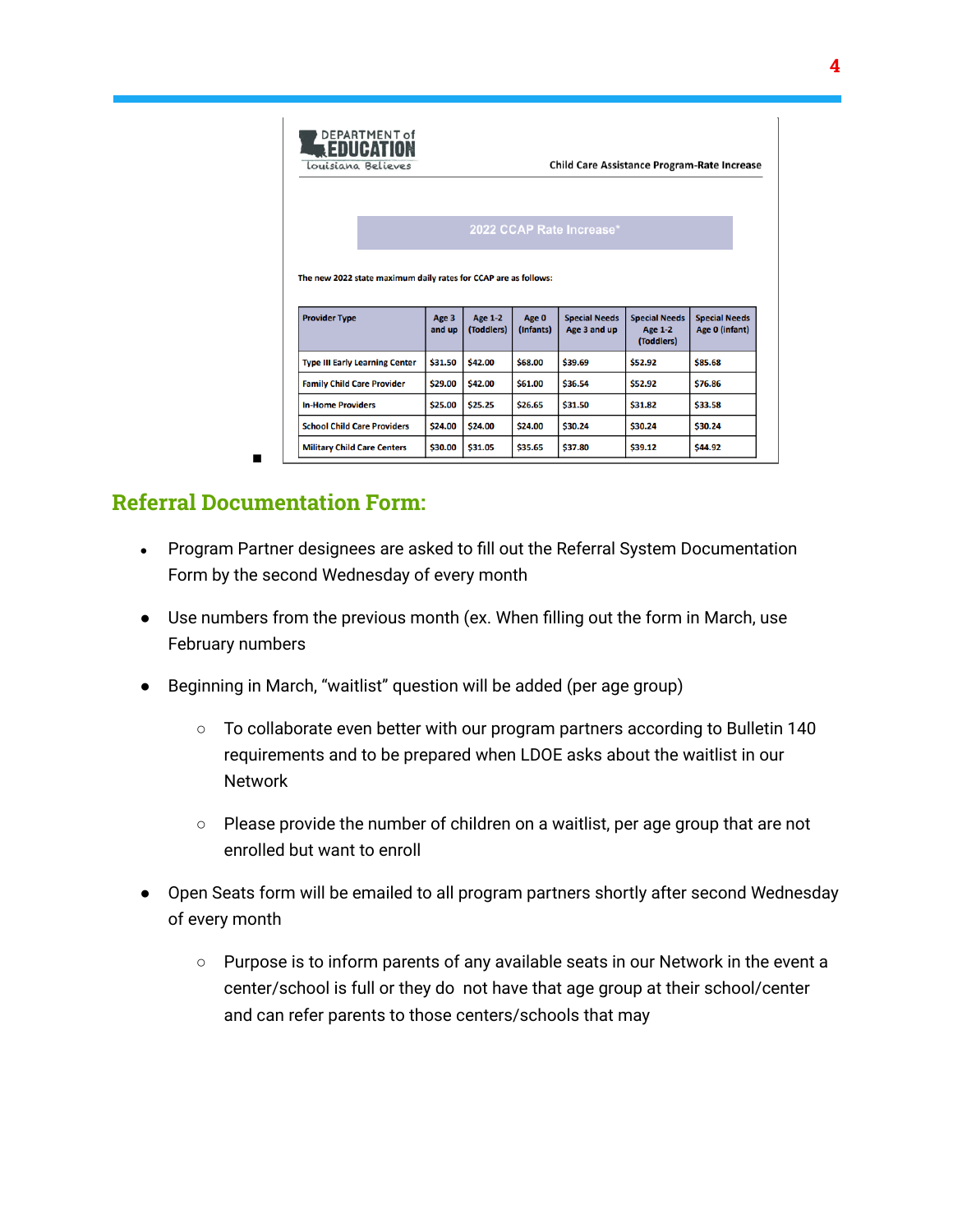DEPARTMENT of EDUCATION
Louisiana Believes

Child Care Assistance Program-Rate Increase

2022 CCAP Rate Increase*

The new 2022 state maximum daily rates for CCAP are as follows:

| Provider Type | Age 3 and up | Age 1-2 (Toddlers) | Age 0 (Infants) | Special Needs Age 3 and up | Special Needs Age 1-2 (Toddlers) | Special Needs Age 0 (Infant) |
|---|---|---|---|---|---|---|
| Type III Early Learning Center | $31.50 | $42.00 | $68.00 | $39.69 | $52.92 | $85.68 |
| Family Child Care Provider | $29.00 | $42.00 | $61.00 | $36.54 | $52.92 | $76.86 |
| In-Home Providers | $25.00 | $25.25 | $26.65 | $31.50 | $31.82 | $33.58 |
| School Child Care Providers | $24.00 | $24.00 | $24.00 | $30.24 | $30.24 | $30.24 |
| Military Child Care Centers | $30.00 | $31.05 | $35.65 | $37.80 | $39.12 | $44.92 |

## Referral Documentation Form:

- Program Partner designees are asked to fill out the Referral System Documentation Form by the second Wednesday of every month
- Use numbers from the previous month (ex. When filling out the form in March, use February numbers
- Beginning in March, "waitlist" question will be added (per age group)
  - To collaborate even better with our program partners according to Bulletin 140 requirements and to be prepared when LDOE asks about the waitlist in our Network
  - Please provide the number of children on a waitlist, per age group that are not enrolled but want to enroll
- Open Seats form will be emailed to all program partners shortly after second Wednesday of every month
  - Purpose is to inform parents of any available seats in our Network in the event a center/school is full or they do not have that age group at their school/center and can refer parents to those centers/schools that may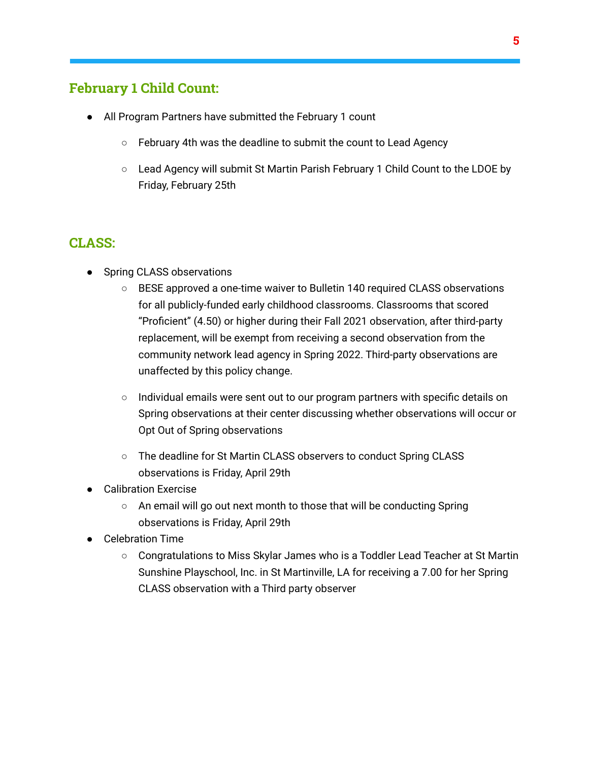## February 1 Child Count:

- All Program Partners have submitted the February 1 count
    - February 4th was the deadline to submit the count to Lead Agency
    - Lead Agency will submit St Martin Parish February 1 Child Count to the LDOE by Friday, February 25th

## CLASS:

- Spring CLASS observations
    - BESE approved a one-time waiver to Bulletin 140 required CLASS observations for all publicly-funded early childhood classrooms. Classrooms that scored "Proficient" (4.50) or higher during their Fall 2021 observation, after third-party replacement, will be exempt from receiving a second observation from the community network lead agency in Spring 2022. Third-party observations are unaffected by this policy change.
    - Individual emails were sent out to our program partners with specific details on Spring observations at their center discussing whether observations will occur or Opt Out of Spring observations
    - The deadline for St Martin CLASS observers to conduct Spring CLASS observations is Friday, April 29th
- Calibration Exercise
    - An email will go out next month to those that will be conducting Spring observations is Friday, April 29th
- Celebration Time
    - Congratulations to Miss Skylar James who is a Toddler Lead Teacher at St Martin Sunshine Playschool, Inc. in St Martinville, LA for receiving a 7.00 for her Spring CLASS observation with a Third party observer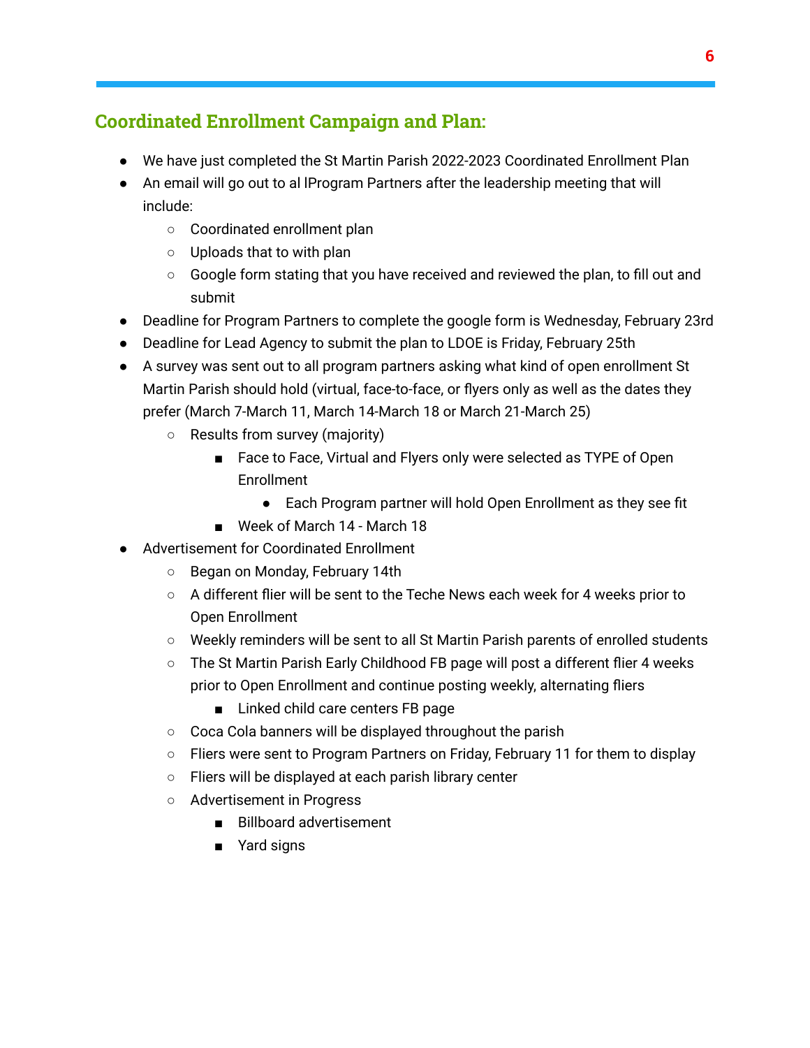## Coordinated Enrollment Campaign and Plan:

- We have just completed the St Martin Parish 2022-2023 Coordinated Enrollment Plan
- An email will go out to al lProgram Partners after the leadership meeting that will include:
  - Coordinated enrollment plan
  - Uploads that to with plan
  - Google form stating that you have received and reviewed the plan, to fill out and submit
- Deadline for Program Partners to complete the google form is Wednesday, February 23rd
- Deadline for Lead Agency to submit the plan to LDOE is Friday, February 25th
- A survey was sent out to all program partners asking what kind of open enrollment St Martin Parish should hold (virtual, face-to-face, or flyers only as well as the dates they prefer (March 7-March 11, March 14-March 18 or March 21-March 25)
  - Results from survey (majority)
    - Face to Face, Virtual and Flyers only were selected as TYPE of Open Enrollment
      - Each Program partner will hold Open Enrollment as they see fit
    - Week of March 14 - March 18
- Advertisement for Coordinated Enrollment
  - Began on Monday, February 14th
  - A different flier will be sent to the Teche News each week for 4 weeks prior to Open Enrollment
  - Weekly reminders will be sent to all St Martin Parish parents of enrolled students
  - The St Martin Parish Early Childhood FB page will post a different flier 4 weeks prior to Open Enrollment and continue posting weekly, alternating fliers
    - Linked child care centers FB page
  - Coca Cola banners will be displayed throughout the parish
  - Fliers were sent to Program Partners on Friday, February 11 for them to display
  - Fliers will be displayed at each parish library center
  - Advertisement in Progress
    - Billboard advertisement
    - Yard signs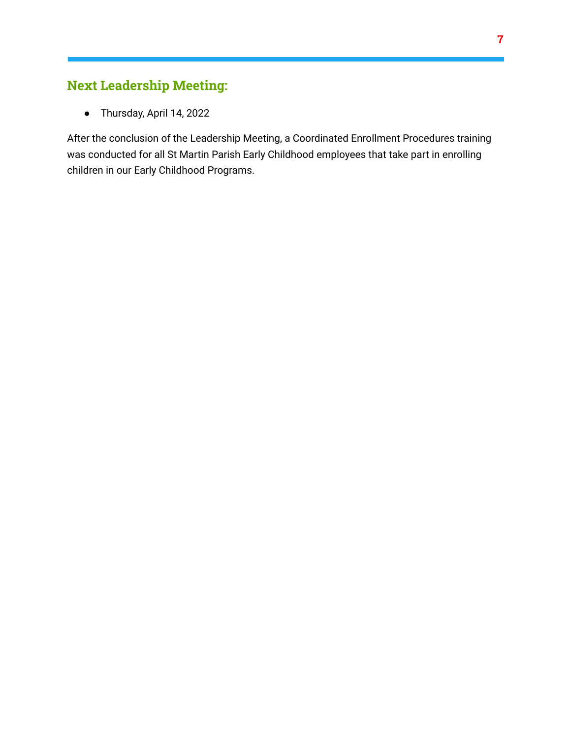## Next Leadership Meeting:

- Thursday, April 14, 2022

After the conclusion of the Leadership Meeting, a Coordinated Enrollment Procedures training was conducted for all St Martin Parish Early Childhood employees that take part in enrolling children in our Early Childhood Programs.